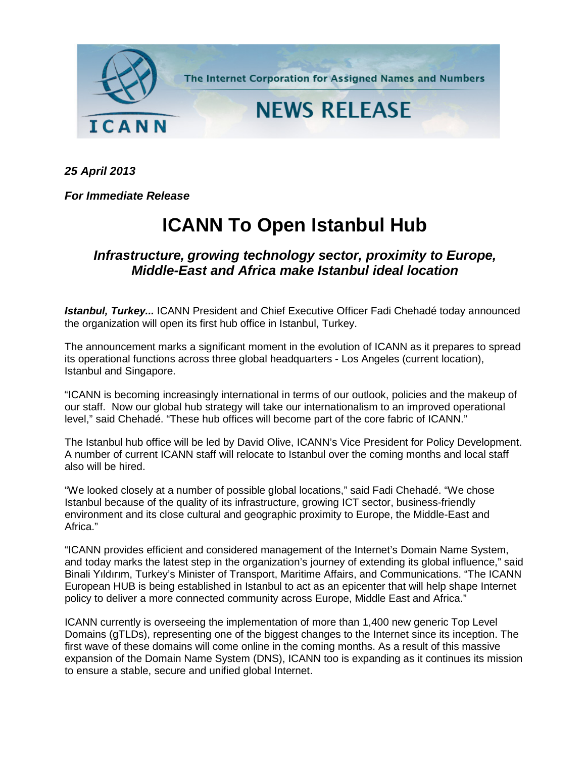The Internet Corporation for Assigned Names and Numbers

ICANN

NEWS RELEASE

***25 April 2013***

***For Immediate Release***

# ICANN To Open Istanbul Hub

## *Infrastructure, growing technology sector, proximity to Europe, Middle-East and Africa make Istanbul ideal location*

***Istanbul, Turkey...*** ICANN President and Chief Executive Officer Fadi Chehadé today announced the organization will open its first hub office in Istanbul, Turkey.

The announcement marks a significant moment in the evolution of ICANN as it prepares to spread its operational functions across three global headquarters - Los Angeles (current location), Istanbul and Singapore.

"ICANN is becoming increasingly international in terms of our outlook, policies and the makeup of our staff. Now our global hub strategy will take our internationalism to an improved operational level," said Chehadé. "These hub offices will become part of the core fabric of ICANN."

The Istanbul hub office will be led by David Olive, ICANN's Vice President for Policy Development. A number of current ICANN staff will relocate to Istanbul over the coming months and local staff also will be hired.

"We looked closely at a number of possible global locations," said Fadi Chehadé. "We chose Istanbul because of the quality of its infrastructure, growing ICT sector, business-friendly environment and its close cultural and geographic proximity to Europe, the Middle-East and Africa."

"ICANN provides efficient and considered management of the Internet's Domain Name System, and today marks the latest step in the organization's journey of extending its global influence," said Binali Yıldırım, Turkey's Minister of Transport, Maritime Affairs, and Communications. "The ICANN European HUB is being established in Istanbul to act as an epicenter that will help shape Internet policy to deliver a more connected community across Europe, Middle East and Africa."

ICANN currently is overseeing the implementation of more than 1,400 new generic Top Level Domains (gTLDs), representing one of the biggest changes to the Internet since its inception. The first wave of these domains will come online in the coming months. As a result of this massive expansion of the Domain Name System (DNS), ICANN too is expanding as it continues its mission to ensure a stable, secure and unified global Internet.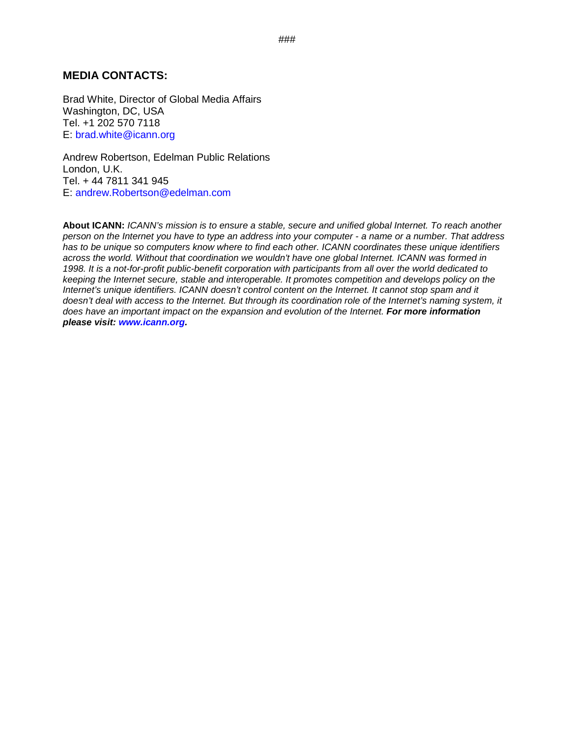###

## MEDIA CONTACTS:

Brad White, Director of Global Media Affairs
Washington, DC, USA
Tel. +1 202 570 7118
E: brad.white@icann.org

Andrew Robertson, Edelman Public Relations
London, U.K.
Tel. + 44 7811 341 945
E: andrew.Robertson@edelman.com

**About ICANN:** *ICANN's mission is to ensure a stable, secure and unified global Internet. To reach another person on the Internet you have to type an address into your computer - a name or a number. That address has to be unique so computers know where to find each other. ICANN coordinates these unique identifiers across the world. Without that coordination we wouldn't have one global Internet. ICANN was formed in 1998. It is a not-for-profit public-benefit corporation with participants from all over the world dedicated to keeping the Internet secure, stable and interoperable. It promotes competition and develops policy on the Internet's unique identifiers. ICANN doesn't control content on the Internet. It cannot stop spam and it doesn't deal with access to the Internet. But through its coordination role of the Internet's naming system, it does have an important impact on the expansion and evolution of the Internet.* ***For more information please visit: www.icann.org.***